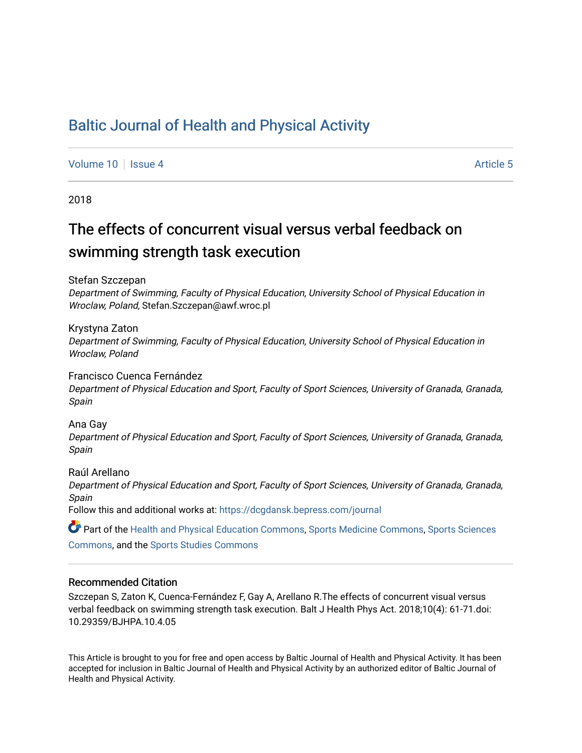# Baltic Journal of Health and Physical Activity

Volume 10 | Issue 4 Article 5

2018

## The effects of concurrent visual versus verbal feedback on swimming strength task execution

Stefan Szczepan
*Department of Swimming, Faculty of Physical Education, University School of Physical Education in Wroclaw, Poland*, Stefan.Szczepan@awf.wroc.pl

Krystyna Zaton
*Department of Swimming, Faculty of Physical Education, University School of Physical Education in Wroclaw, Poland*

Francisco Cuenca Fernández
*Department of Physical Education and Sport, Faculty of Sport Sciences, University of Granada, Granada, Spain*

Ana Gay
*Department of Physical Education and Sport, Faculty of Sport Sciences, University of Granada, Granada, Spain*

Raúl Arellano
*Department of Physical Education and Sport, Faculty of Sport Sciences, University of Granada, Granada, Spain*

Follow this and additional works at: https://dcgdansk.bepress.com/journal

Part of the Health and Physical Education Commons, Sports Medicine Commons, Sports Sciences Commons, and the Sports Studies Commons

### Recommended Citation

Szczepan S, Zaton K, Cuenca-Fernández F, Gay A, Arellano R.The effects of concurrent visual versus verbal feedback on swimming strength task execution. Balt J Health Phys Act. 2018;10(4): 61-71.doi: 10.29359/BJHPA.10.4.05

This Article is brought to you for free and open access by Baltic Journal of Health and Physical Activity. It has been accepted for inclusion in Baltic Journal of Health and Physical Activity by an authorized editor of Baltic Journal of Health and Physical Activity.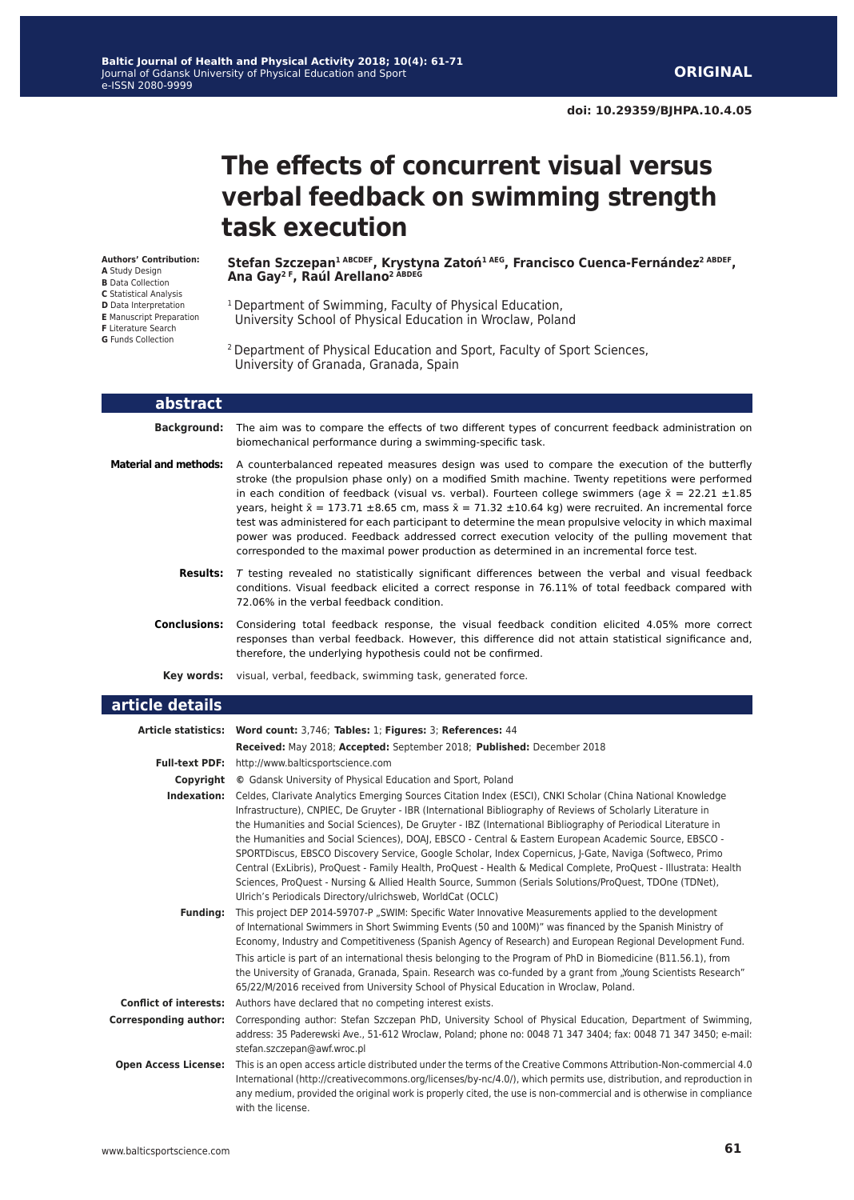# The effects of concurrent visual versus verbal feedback on swimming strength task execution

**Stefan Szczepan[1 ABCDEF], Krystyna Zatoń[1 AEG], Francisco Cuenca-Fernández[2 ABDEF], Ana Gay[2 F], Raúl Arellano[2 ABDEG]**

[1] Department of Swimming, Faculty of Physical Education, University School of Physical Education in Wroclaw, Poland

[2] Department of Physical Education and Sport, Faculty of Sport Sciences, University of Granada, Granada, Spain

**Authors' Contribution:**
**A** Study Design
**B** Data Collection
**C** Statistical Analysis
**D** Data Interpretation
**E** Manuscript Preparation
**F** Literature Search
**G** Funds Collection

## abstract

**Background:** The aim was to compare the effects of two different types of concurrent feedback administration on biomechanical performance during a swimming-specific task.

**Material and methods:** A counterbalanced repeated measures design was used to compare the execution of the butterfly stroke (the propulsion phase only) on a modified Smith machine. Twenty repetitions were performed in each condition of feedback (visual vs. verbal). Fourteen college swimmers (age $\bar{x}$ = 22.21 ±1.85 years, height $\bar{x}$ = 173.71 ±8.65 cm, mass $\bar{x}$ = 71.32 ±10.64 kg) were recruited. An incremental force test was administered for each participant to determine the mean propulsive velocity in which maximal power was produced. Feedback addressed correct execution velocity of the pulling movement that corresponded to the maximal power production as determined in an incremental force test.

**Results:** *T* testing revealed no statistically significant differences between the verbal and visual feedback conditions. Visual feedback elicited a correct response in 76.11% of total feedback compared with 72.06% in the verbal feedback condition.

**Conclusions:** Considering total feedback response, the visual feedback condition elicited 4.05% more correct responses than verbal feedback. However, this difference did not attain statistical significance and, therefore, the underlying hypothesis could not be confirmed.

**Key words:** visual, verbal, feedback, swimming task, generated force.

## article details

**Article statistics:** **Word count:** 3,746; **Tables:** 1; **Figures:** 3; **References:** 44
**Received:** May 2018; **Accepted:** September 2018; **Published:** December 2018

**Full-text PDF:** http://www.balticsportscience.com

**Copyright** © Gdansk University of Physical Education and Sport, Poland

**Indexation:** Celdes, Clarivate Analytics Emerging Sources Citation Index (ESCI), CNKI Scholar (China National Knowledge Infrastructure), CNPIEC, De Gruyter - IBR (International Bibliography of Reviews of Scholarly Literature in the Humanities and Social Sciences), De Gruyter - IBZ (International Bibliography of Periodical Literature in the Humanities and Social Sciences), DOAJ, EBSCO - Central & Eastern European Academic Source, EBSCO - SPORTDiscus, EBSCO Discovery Service, Google Scholar, Index Copernicus, J-Gate, Naviga (Softweco, Primo Central (ExLibris), ProQuest - Family Health, ProQuest - Health & Medical Complete, ProQuest - Illustrata: Health Sciences, ProQuest - Nursing & Allied Health Source, Summon (Serials Solutions/ProQuest, TDOne (TDNet), Ulrich's Periodicals Directory/ulrichsweb, WorldCat (OCLC)

**Funding:** This project DEP 2014-59707-P „SWIM: Specific Water Innovative Measurements applied to the development of International Swimmers in Short Swimming Events (50 and 100M)" was financed by the Spanish Ministry of Economy, Industry and Competitiveness (Spanish Agency of Research) and European Regional Development Fund.
This article is part of an international thesis belonging to the Program of PhD in Biomedicine (B11.56.1), from the University of Granada, Granada, Spain. Research was co-funded by a grant from „Young Scientists Research" 65/22/M/2016 received from University School of Physical Education in Wroclaw, Poland.

**Conflict of interests:** Authors have declared that no competing interest exists.

**Corresponding author:** Corresponding author: Stefan Szczepan PhD, University School of Physical Education, Department of Swimming, address: 35 Paderewski Ave., 51-612 Wroclaw, Poland; phone no: 0048 71 347 3404; fax: 0048 71 347 3450; e-mail: stefan.szczepan@awf.wroc.pl

**Open Access License:** This is an open access article distributed under the terms of the Creative Commons Attribution-Non-commercial 4.0 International (http://creativecommons.org/licenses/by-nc/4.0/), which permits use, distribution, and reproduction in any medium, provided the original work is properly cited, the use is non-commercial and is otherwise in compliance with the license.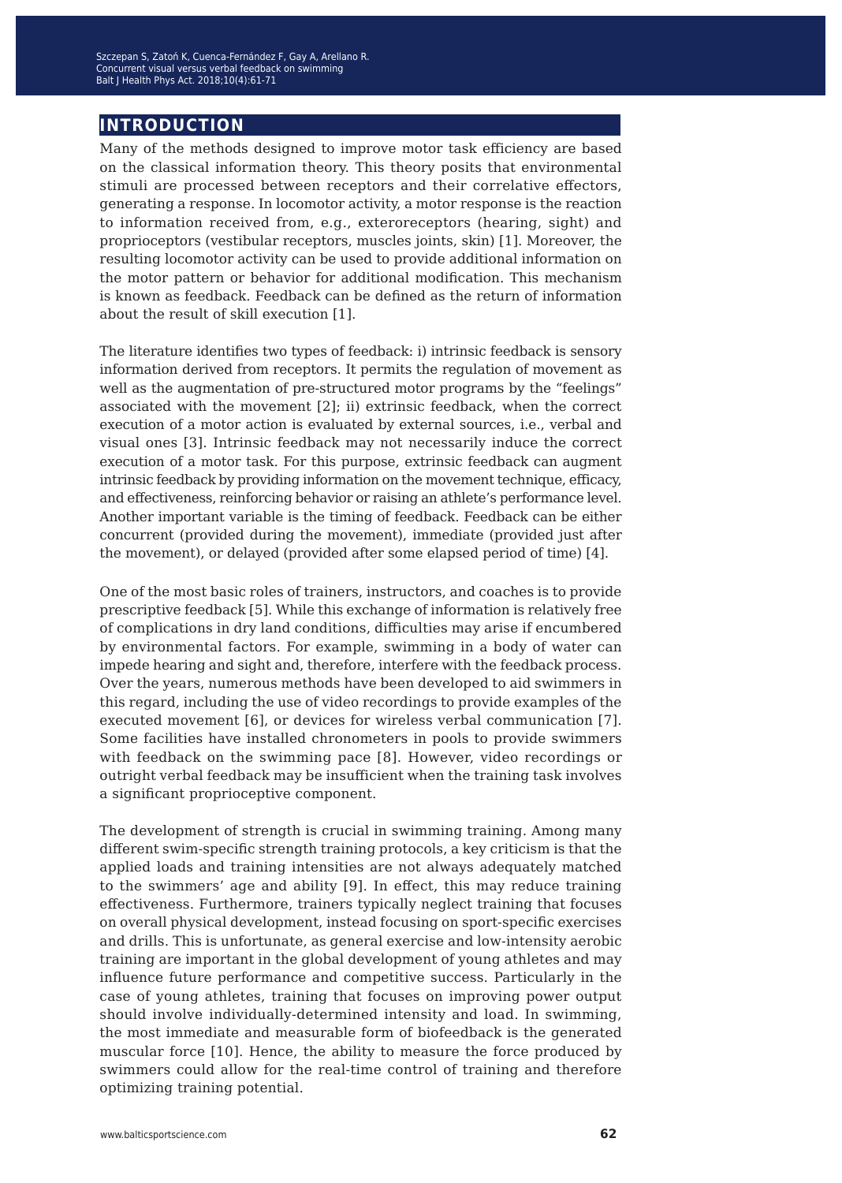## INTRODUCTION

Many of the methods designed to improve motor task efficiency are based on the classical information theory. This theory posits that environmental stimuli are processed between receptors and their correlative effectors, generating a response. In locomotor activity, a motor response is the reaction to information received from, e.g., exteroreceptors (hearing, sight) and proprioceptors (vestibular receptors, muscles joints, skin) [1]. Moreover, the resulting locomotor activity can be used to provide additional information on the motor pattern or behavior for additional modification. This mechanism is known as feedback. Feedback can be defined as the return of information about the result of skill execution [1].

The literature identifies two types of feedback: i) intrinsic feedback is sensory information derived from receptors. It permits the regulation of movement as well as the augmentation of pre-structured motor programs by the "feelings" associated with the movement [2]; ii) extrinsic feedback, when the correct execution of a motor action is evaluated by external sources, i.e., verbal and visual ones [3]. Intrinsic feedback may not necessarily induce the correct execution of a motor task. For this purpose, extrinsic feedback can augment intrinsic feedback by providing information on the movement technique, efficacy, and effectiveness, reinforcing behavior or raising an athlete's performance level. Another important variable is the timing of feedback. Feedback can be either concurrent (provided during the movement), immediate (provided just after the movement), or delayed (provided after some elapsed period of time) [4].

One of the most basic roles of trainers, instructors, and coaches is to provide prescriptive feedback [5]. While this exchange of information is relatively free of complications in dry land conditions, difficulties may arise if encumbered by environmental factors. For example, swimming in a body of water can impede hearing and sight and, therefore, interfere with the feedback process. Over the years, numerous methods have been developed to aid swimmers in this regard, including the use of video recordings to provide examples of the executed movement [6], or devices for wireless verbal communication [7]. Some facilities have installed chronometers in pools to provide swimmers with feedback on the swimming pace [8]. However, video recordings or outright verbal feedback may be insufficient when the training task involves a significant proprioceptive component.

The development of strength is crucial in swimming training. Among many different swim-specific strength training protocols, a key criticism is that the applied loads and training intensities are not always adequately matched to the swimmers' age and ability [9]. In effect, this may reduce training effectiveness. Furthermore, trainers typically neglect training that focuses on overall physical development, instead focusing on sport-specific exercises and drills. This is unfortunate, as general exercise and low-intensity aerobic training are important in the global development of young athletes and may influence future performance and competitive success. Particularly in the case of young athletes, training that focuses on improving power output should involve individually-determined intensity and load. In swimming, the most immediate and measurable form of biofeedback is the generated muscular force [10]. Hence, the ability to measure the force produced by swimmers could allow for the real-time control of training and therefore optimizing training potential.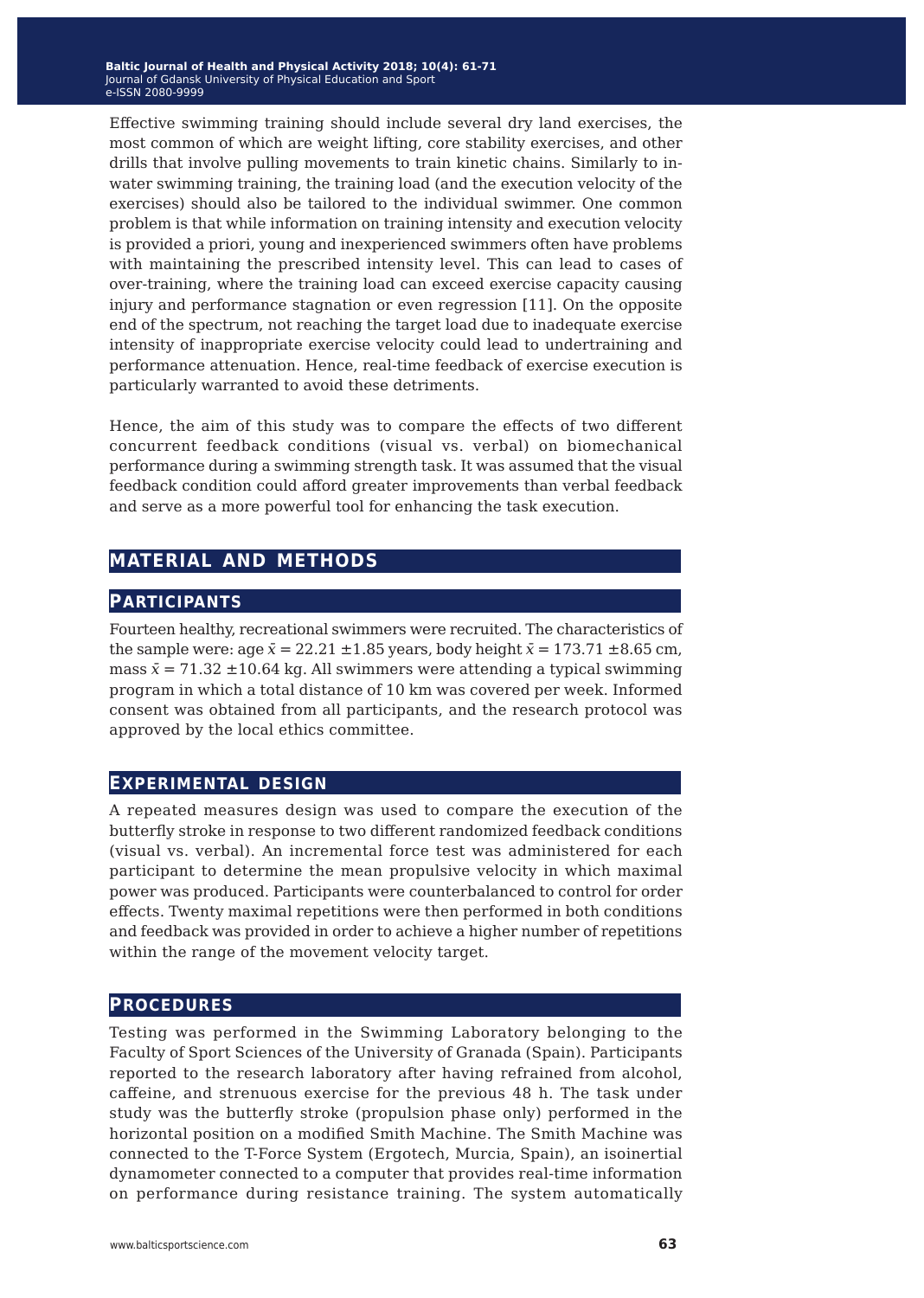Effective swimming training should include several dry land exercises, the most common of which are weight lifting, core stability exercises, and other drills that involve pulling movements to train kinetic chains. Similarly to in-water swimming training, the training load (and the execution velocity of the exercises) should also be tailored to the individual swimmer. One common problem is that while information on training intensity and execution velocity is provided a priori, young and inexperienced swimmers often have problems with maintaining the prescribed intensity level. This can lead to cases of over-training, where the training load can exceed exercise capacity causing injury and performance stagnation or even regression [11]. On the opposite end of the spectrum, not reaching the target load due to inadequate exercise intensity of inappropriate exercise velocity could lead to undertraining and performance attenuation. Hence, real-time feedback of exercise execution is particularly warranted to avoid these detriments.

Hence, the aim of this study was to compare the effects of two different concurrent feedback conditions (visual vs. verbal) on biomechanical performance during a swimming strength task. It was assumed that the visual feedback condition could afford greater improvements than verbal feedback and serve as a more powerful tool for enhancing the task execution.

## Material and Methods

### Participants

Fourteen healthy, recreational swimmers were recruited. The characteristics of the sample were: age $\bar{x}$ = 22.21 ±1.85 years, body height $\bar{x}$ = 173.71 ±8.65 cm, mass $\bar{x}$ = 71.32 ±10.64 kg. All swimmers were attending a typical swimming program in which a total distance of 10 km was covered per week. Informed consent was obtained from all participants, and the research protocol was approved by the local ethics committee.

### Experimental design

A repeated measures design was used to compare the execution of the butterfly stroke in response to two different randomized feedback conditions (visual vs. verbal). An incremental force test was administered for each participant to determine the mean propulsive velocity in which maximal power was produced. Participants were counterbalanced to control for order effects. Twenty maximal repetitions were then performed in both conditions and feedback was provided in order to achieve a higher number of repetitions within the range of the movement velocity target.

### Procedures

Testing was performed in the Swimming Laboratory belonging to the Faculty of Sport Sciences of the University of Granada (Spain). Participants reported to the research laboratory after having refrained from alcohol, caffeine, and strenuous exercise for the previous 48 h. The task under study was the butterfly stroke (propulsion phase only) performed in the horizontal position on a modified Smith Machine. The Smith Machine was connected to the T-Force System (Ergotech, Murcia, Spain), an isoinertial dynamometer connected to a computer that provides real-time information on performance during resistance training. The system automatically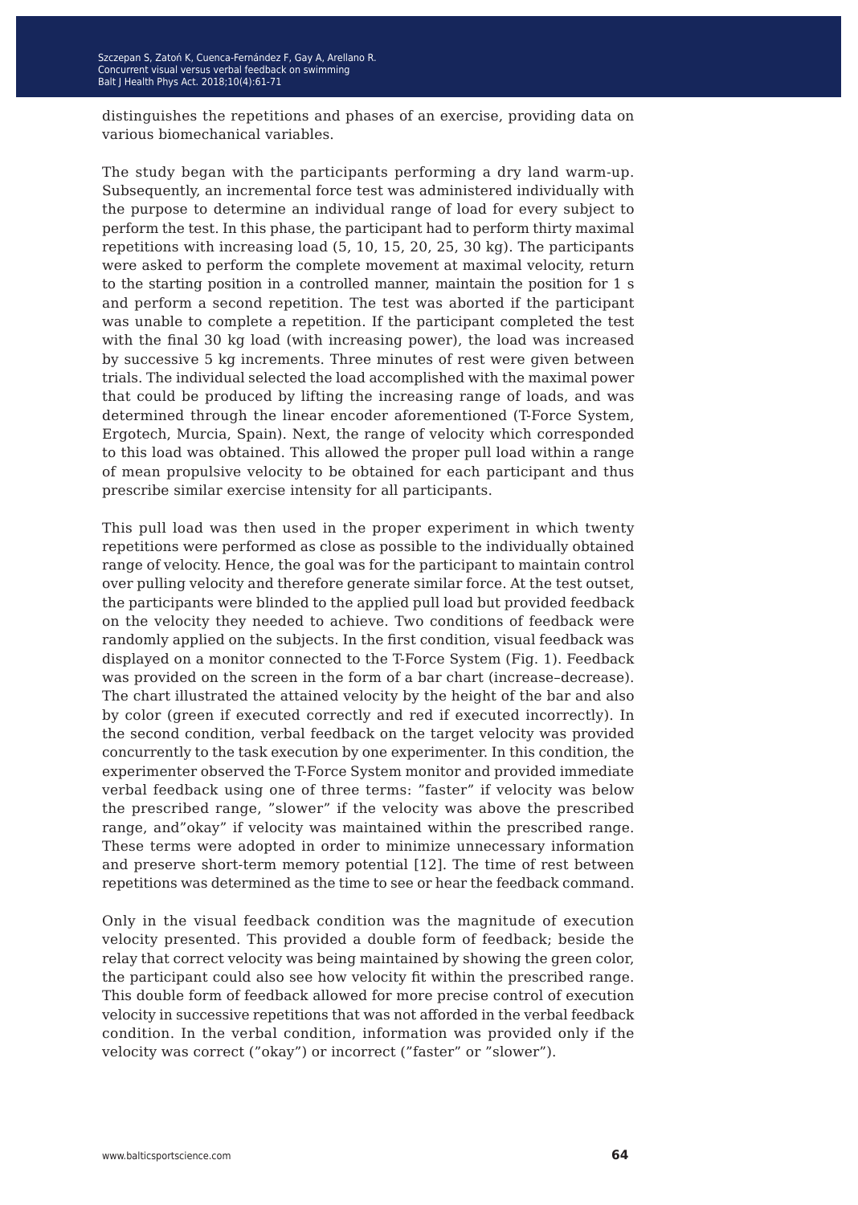distinguishes the repetitions and phases of an exercise, providing data on various biomechanical variables.

The study began with the participants performing a dry land warm-up. Subsequently, an incremental force test was administered individually with the purpose to determine an individual range of load for every subject to perform the test. In this phase, the participant had to perform thirty maximal repetitions with increasing load (5, 10, 15, 20, 25, 30 kg). The participants were asked to perform the complete movement at maximal velocity, return to the starting position in a controlled manner, maintain the position for 1 s and perform a second repetition. The test was aborted if the participant was unable to complete a repetition. If the participant completed the test with the final 30 kg load (with increasing power), the load was increased by successive 5 kg increments. Three minutes of rest were given between trials. The individual selected the load accomplished with the maximal power that could be produced by lifting the increasing range of loads, and was determined through the linear encoder aforementioned (T-Force System, Ergotech, Murcia, Spain). Next, the range of velocity which corresponded to this load was obtained. This allowed the proper pull load within a range of mean propulsive velocity to be obtained for each participant and thus prescribe similar exercise intensity for all participants.

This pull load was then used in the proper experiment in which twenty repetitions were performed as close as possible to the individually obtained range of velocity. Hence, the goal was for the participant to maintain control over pulling velocity and therefore generate similar force. At the test outset, the participants were blinded to the applied pull load but provided feedback on the velocity they needed to achieve. Two conditions of feedback were randomly applied on the subjects. In the first condition, visual feedback was displayed on a monitor connected to the T-Force System (Fig. 1). Feedback was provided on the screen in the form of a bar chart (increase–decrease). The chart illustrated the attained velocity by the height of the bar and also by color (green if executed correctly and red if executed incorrectly). In the second condition, verbal feedback on the target velocity was provided concurrently to the task execution by one experimenter. In this condition, the experimenter observed the T-Force System monitor and provided immediate verbal feedback using one of three terms: ”faster” if velocity was below the prescribed range, ”slower” if the velocity was above the prescribed range, and”okay” if velocity was maintained within the prescribed range. These terms were adopted in order to minimize unnecessary information and preserve short-term memory potential [12]. The time of rest between repetitions was determined as the time to see or hear the feedback command.

Only in the visual feedback condition was the magnitude of execution velocity presented. This provided a double form of feedback; beside the relay that correct velocity was being maintained by showing the green color, the participant could also see how velocity fit within the prescribed range. This double form of feedback allowed for more precise control of execution velocity in successive repetitions that was not afforded in the verbal feedback condition. In the verbal condition, information was provided only if the velocity was correct (”okay”) or incorrect (”faster” or ”slower”).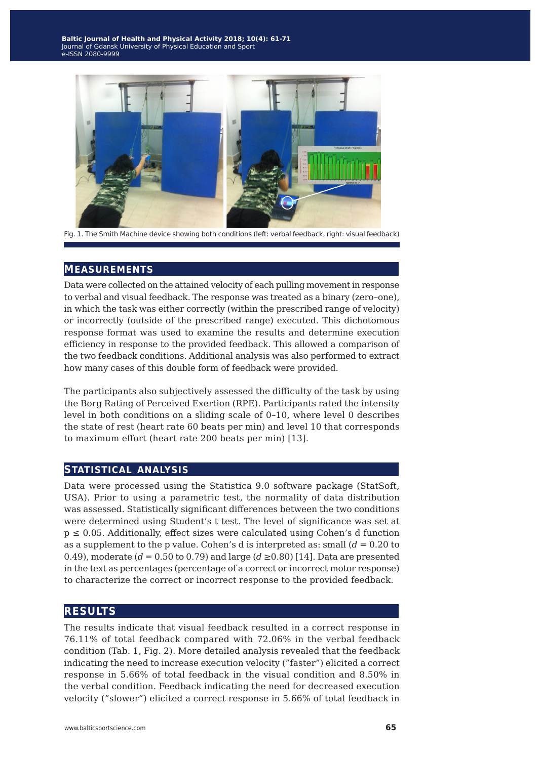Fig. 1. The Smith Machine device showing both conditions (left: verbal feedback, right: visual feedback)

## Measurements

Data were collected on the attained velocity of each pulling movement in response to verbal and visual feedback. The response was treated as a binary (zero–one), in which the task was either correctly (within the prescribed range of velocity) or incorrectly (outside of the prescribed range) executed. This dichotomous response format was used to examine the results and determine execution efficiency in response to the provided feedback. This allowed a comparison of the two feedback conditions. Additional analysis was also performed to extract how many cases of this double form of feedback were provided.

The participants also subjectively assessed the difficulty of the task by using the Borg Rating of Perceived Exertion (RPE). Participants rated the intensity level in both conditions on a sliding scale of 0–10, where level 0 describes the state of rest (heart rate 60 beats per min) and level 10 that corresponds to maximum effort (heart rate 200 beats per min) [13].

## Statistical analysis

Data were processed using the Statistica 9.0 software package (StatSoft, USA). Prior to using a parametric test, the normality of data distribution was assessed. Statistically significant differences between the two conditions were determined using Student's t test. The level of significance was set at $p \leq 0.05$. Additionally, effect sizes were calculated using Cohen's d function as a supplement to the p value. Cohen's d is interpreted as: small ($d = 0.20$ to 0.49), moderate ($d = 0.50$ to 0.79) and large ($d \geq 0.80$) [14]. Data are presented in the text as percentages (percentage of a correct or incorrect motor response) to characterize the correct or incorrect response to the provided feedback.

## Results

The results indicate that visual feedback resulted in a correct response in 76.11% of total feedback compared with 72.06% in the verbal feedback condition (Tab. 1, Fig. 2). More detailed analysis revealed that the feedback indicating the need to increase execution velocity ("faster") elicited a correct response in 5.66% of total feedback in the visual condition and 8.50% in the verbal condition. Feedback indicating the need for decreased execution velocity ("slower") elicited a correct response in 5.66% of total feedback in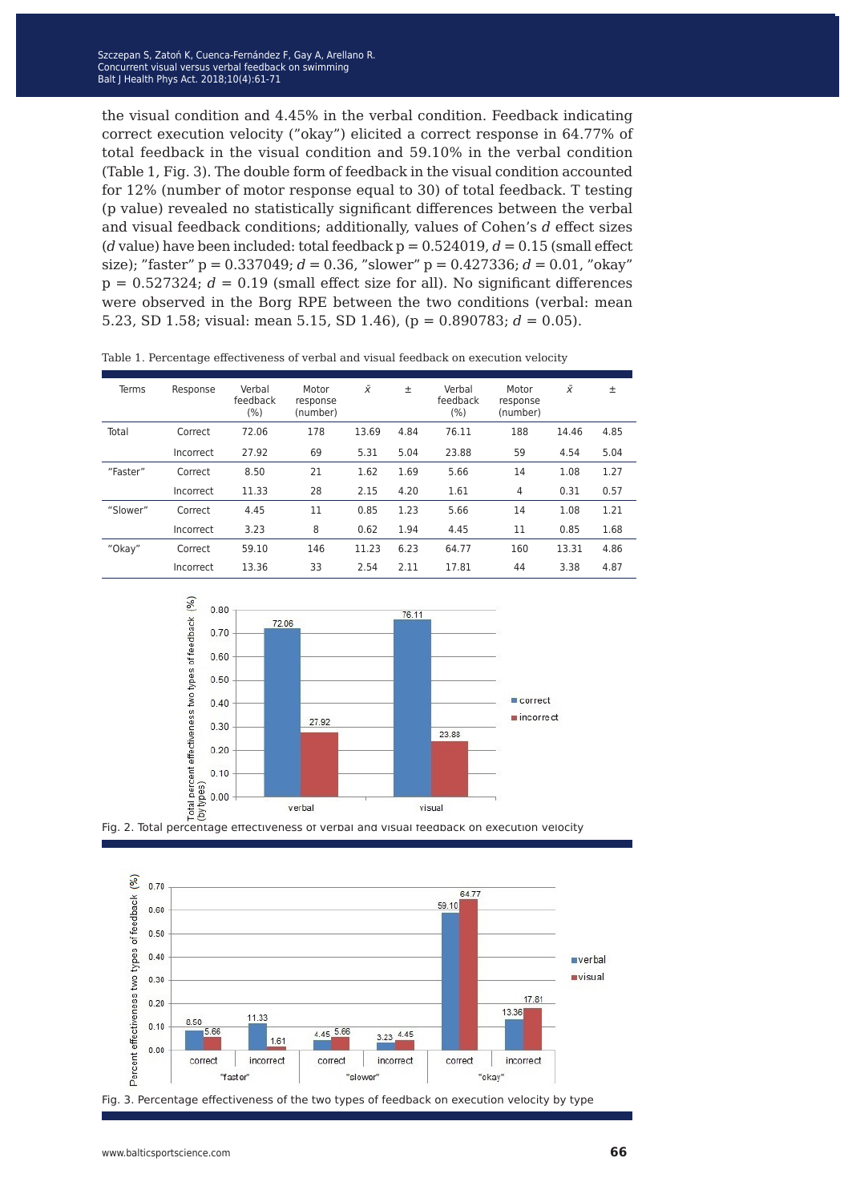the visual condition and 4.45% in the verbal condition. Feedback indicating correct execution velocity (”okay”) elicited a correct response in 64.77% of total feedback in the visual condition and 59.10% in the verbal condition (Table 1, Fig. 3). The double form of feedback in the visual condition accounted for 12% (number of motor response equal to 30) of total feedback. T testing (p value) revealed no statistically significant differences between the verbal and visual feedback conditions; additionally, values of Cohen’s *d* effect sizes (*d* value) have been included: total feedback p = 0.524019, *d* = 0.15 (small effect size); ”faster” p = 0.337049; *d* = 0.36, ”slower” p = 0.427336; *d* = 0.01, ”okay” p = 0.527324; *d* = 0.19 (small effect size for all). No significant differences were observed in the Borg RPE between the two conditions (verbal: mean 5.23, SD 1.58; visual: mean 5.15, SD 1.46), (p = 0.890783; *d* = 0.05).

Table 1. Percentage effectiveness of verbal and visual feedback on execution velocity

| Terms | Response | Verbal feedback (%) | Motor response (number) | $\bar{x}$ | ± | Verbal feedback (%) | Motor response (number) | $\bar{x}$ | ± |
|---|---|---|---|---|---|---|---|---|---|
| Total | Correct | 72.06 | 178 | 13.69 | 4.84 | 76.11 | 188 | 14.46 | 4.85 |
| | Incorrect | 27.92 | 69 | 5.31 | 5.04 | 23.88 | 59 | 4.54 | 5.04 |
| “Faster” | Correct | 8.50 | 21 | 1.62 | 1.69 | 5.66 | 14 | 1.08 | 1.27 |
| | Incorrect | 11.33 | 28 | 2.15 | 4.20 | 1.61 | 4 | 0.31 | 0.57 |
| “Slower” | Correct | 4.45 | 11 | 0.85 | 1.23 | 5.66 | 14 | 1.08 | 1.21 |
| | Incorrect | 3.23 | 8 | 0.62 | 1.94 | 4.45 | 11 | 0.85 | 1.68 |
| “Okay” | Correct | 59.10 | 146 | 11.23 | 6.23 | 64.77 | 160 | 13.31 | 4.86 |
| | Incorrect | 13.36 | 33 | 2.54 | 2.11 | 17.81 | 44 | 3.38 | 4.87 |

Fig. 2. Total percentage effectiveness of verbal and visual feedback on execution velocity

Fig. 3. Percentage effectiveness of the two types of feedback on execution velocity by type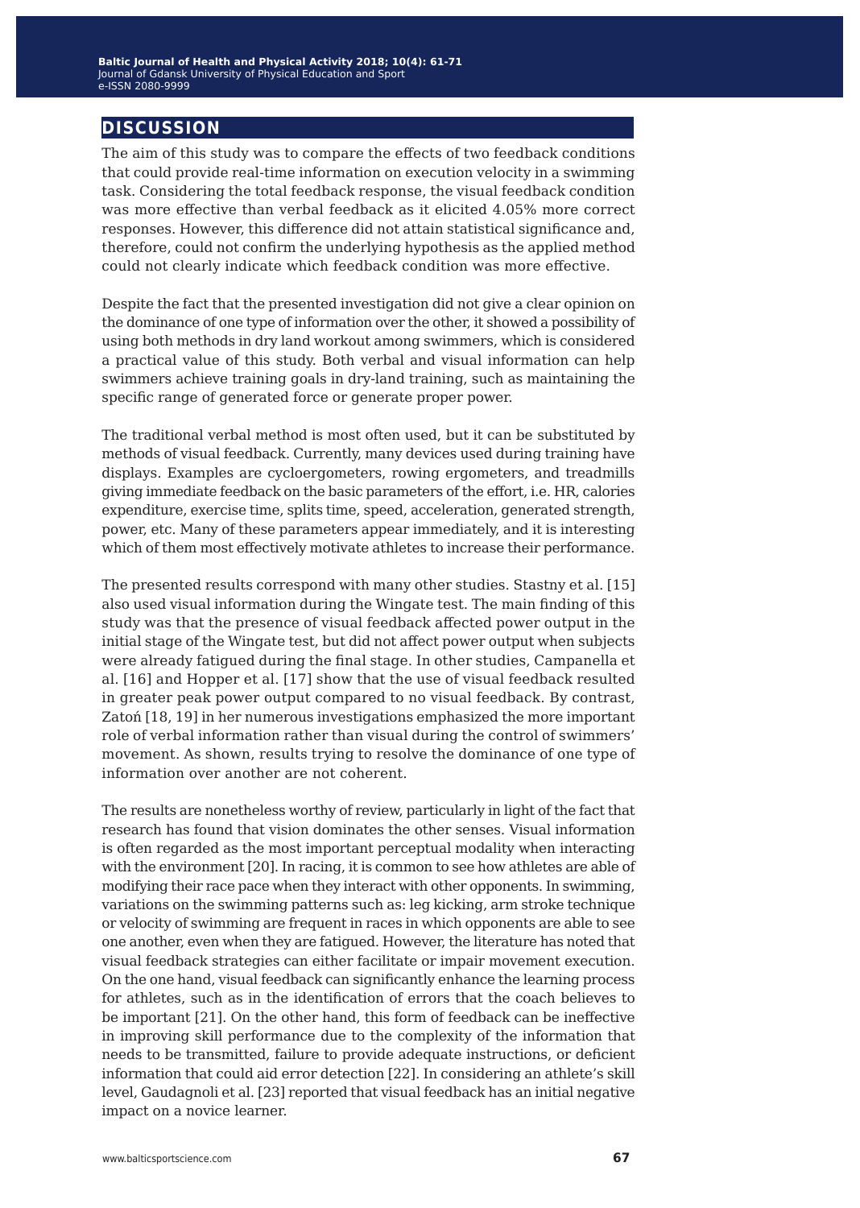## DISCUSSION

The aim of this study was to compare the effects of two feedback conditions that could provide real-time information on execution velocity in a swimming task. Considering the total feedback response, the visual feedback condition was more effective than verbal feedback as it elicited 4.05% more correct responses. However, this difference did not attain statistical significance and, therefore, could not confirm the underlying hypothesis as the applied method could not clearly indicate which feedback condition was more effective.

Despite the fact that the presented investigation did not give a clear opinion on the dominance of one type of information over the other, it showed a possibility of using both methods in dry land workout among swimmers, which is considered a practical value of this study. Both verbal and visual information can help swimmers achieve training goals in dry-land training, such as maintaining the specific range of generated force or generate proper power.

The traditional verbal method is most often used, but it can be substituted by methods of visual feedback. Currently, many devices used during training have displays. Examples are cycloergometers, rowing ergometers, and treadmills giving immediate feedback on the basic parameters of the effort, i.e. HR, calories expenditure, exercise time, splits time, speed, acceleration, generated strength, power, etc. Many of these parameters appear immediately, and it is interesting which of them most effectively motivate athletes to increase their performance.

The presented results correspond with many other studies. Stastny et al. [15] also used visual information during the Wingate test. The main finding of this study was that the presence of visual feedback affected power output in the initial stage of the Wingate test, but did not affect power output when subjects were already fatigued during the final stage. In other studies, Campanella et al. [16] and Hopper et al. [17] show that the use of visual feedback resulted in greater peak power output compared to no visual feedback. By contrast, Zatoń [18, 19] in her numerous investigations emphasized the more important role of verbal information rather than visual during the control of swimmers' movement. As shown, results trying to resolve the dominance of one type of information over another are not coherent.

The results are nonetheless worthy of review, particularly in light of the fact that research has found that vision dominates the other senses. Visual information is often regarded as the most important perceptual modality when interacting with the environment [20]. In racing, it is common to see how athletes are able of modifying their race pace when they interact with other opponents. In swimming, variations on the swimming patterns such as: leg kicking, arm stroke technique or velocity of swimming are frequent in races in which opponents are able to see one another, even when they are fatigued. However, the literature has noted that visual feedback strategies can either facilitate or impair movement execution. On the one hand, visual feedback can significantly enhance the learning process for athletes, such as in the identification of errors that the coach believes to be important [21]. On the other hand, this form of feedback can be ineffective in improving skill performance due to the complexity of the information that needs to be transmitted, failure to provide adequate instructions, or deficient information that could aid error detection [22]. In considering an athlete's skill level, Gaudagnoli et al. [23] reported that visual feedback has an initial negative impact on a novice learner.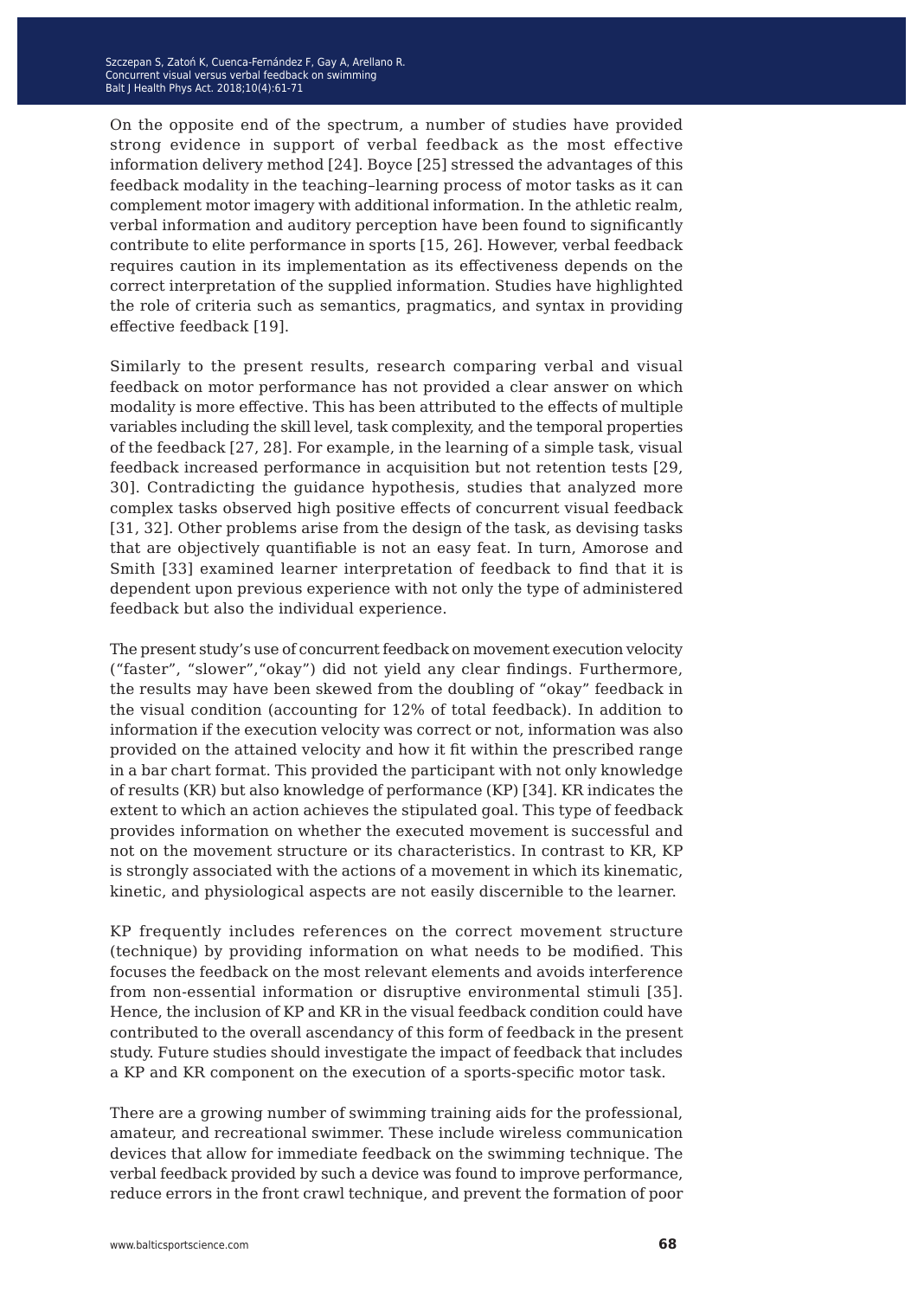On the opposite end of the spectrum, a number of studies have provided strong evidence in support of verbal feedback as the most effective information delivery method [24]. Boyce [25] stressed the advantages of this feedback modality in the teaching–learning process of motor tasks as it can complement motor imagery with additional information. In the athletic realm, verbal information and auditory perception have been found to significantly contribute to elite performance in sports [15, 26]. However, verbal feedback requires caution in its implementation as its effectiveness depends on the correct interpretation of the supplied information. Studies have highlighted the role of criteria such as semantics, pragmatics, and syntax in providing effective feedback [19].

Similarly to the present results, research comparing verbal and visual feedback on motor performance has not provided a clear answer on which modality is more effective. This has been attributed to the effects of multiple variables including the skill level, task complexity, and the temporal properties of the feedback [27, 28]. For example, in the learning of a simple task, visual feedback increased performance in acquisition but not retention tests [29, 30]. Contradicting the guidance hypothesis, studies that analyzed more complex tasks observed high positive effects of concurrent visual feedback [31, 32]. Other problems arise from the design of the task, as devising tasks that are objectively quantifiable is not an easy feat. In turn, Amorose and Smith [33] examined learner interpretation of feedback to find that it is dependent upon previous experience with not only the type of administered feedback but also the individual experience.

The present study's use of concurrent feedback on movement execution velocity ("faster", "slower","okay") did not yield any clear findings. Furthermore, the results may have been skewed from the doubling of "okay" feedback in the visual condition (accounting for 12% of total feedback). In addition to information if the execution velocity was correct or not, information was also provided on the attained velocity and how it fit within the prescribed range in a bar chart format. This provided the participant with not only knowledge of results (KR) but also knowledge of performance (KP) [34]. KR indicates the extent to which an action achieves the stipulated goal. This type of feedback provides information on whether the executed movement is successful and not on the movement structure or its characteristics. In contrast to KR, KP is strongly associated with the actions of a movement in which its kinematic, kinetic, and physiological aspects are not easily discernible to the learner.

KP frequently includes references on the correct movement structure (technique) by providing information on what needs to be modified. This focuses the feedback on the most relevant elements and avoids interference from non-essential information or disruptive environmental stimuli [35]. Hence, the inclusion of KP and KR in the visual feedback condition could have contributed to the overall ascendancy of this form of feedback in the present study. Future studies should investigate the impact of feedback that includes a KP and KR component on the execution of a sports-specific motor task.

There are a growing number of swimming training aids for the professional, amateur, and recreational swimmer. These include wireless communication devices that allow for immediate feedback on the swimming technique. The verbal feedback provided by such a device was found to improve performance, reduce errors in the front crawl technique, and prevent the formation of poor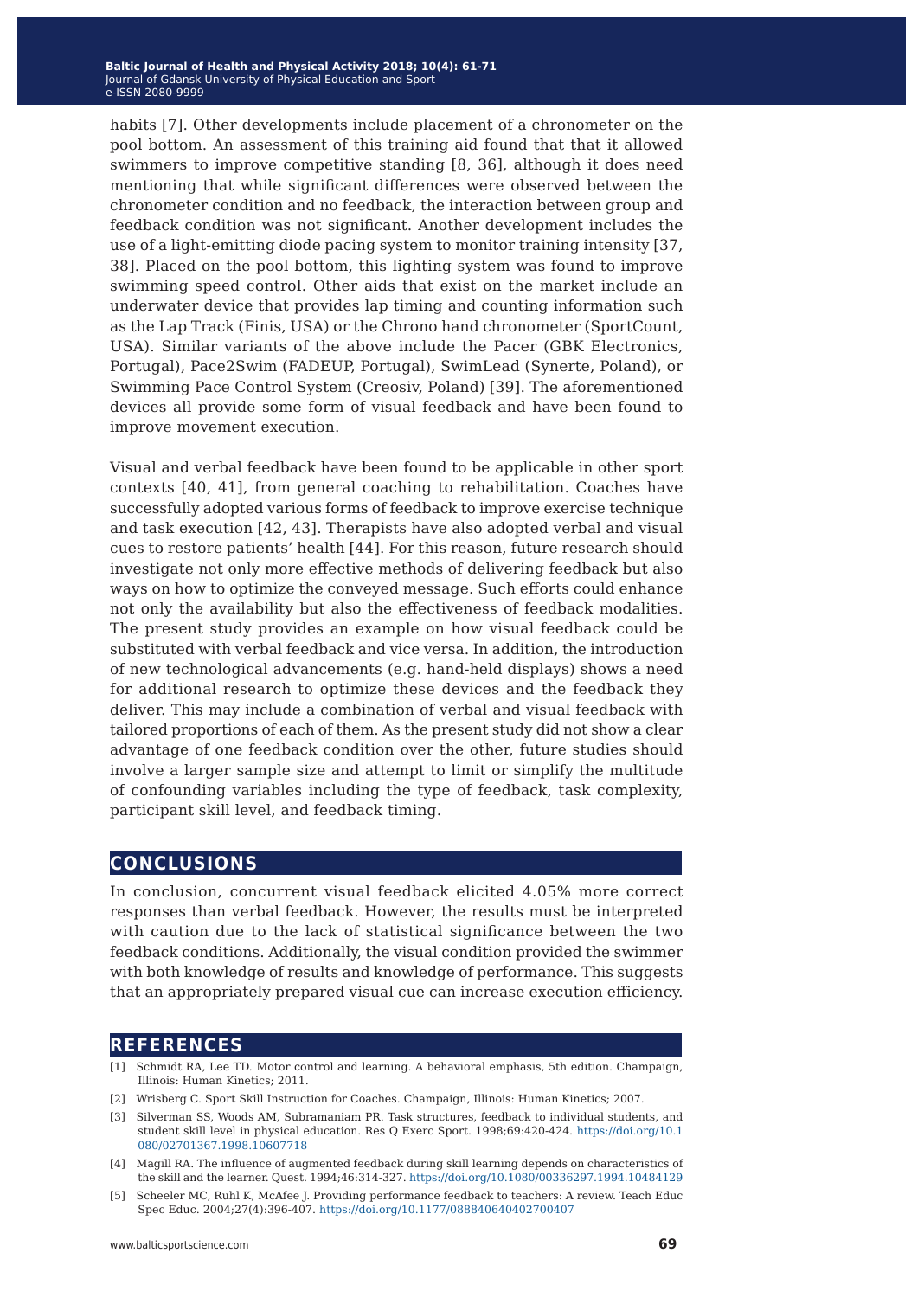habits [7]. Other developments include placement of a chronometer on the pool bottom. An assessment of this training aid found that that it allowed swimmers to improve competitive standing [8, 36], although it does need mentioning that while significant differences were observed between the chronometer condition and no feedback, the interaction between group and feedback condition was not significant. Another development includes the use of a light-emitting diode pacing system to monitor training intensity [37, 38]. Placed on the pool bottom, this lighting system was found to improve swimming speed control. Other aids that exist on the market include an underwater device that provides lap timing and counting information such as the Lap Track (Finis, USA) or the Chrono hand chronometer (SportCount, USA). Similar variants of the above include the Pacer (GBK Electronics, Portugal), Pace2Swim (FADEUP, Portugal), SwimLead (Synerte, Poland), or Swimming Pace Control System (Creosiv, Poland) [39]. The aforementioned devices all provide some form of visual feedback and have been found to improve movement execution.

Visual and verbal feedback have been found to be applicable in other sport contexts [40, 41], from general coaching to rehabilitation. Coaches have successfully adopted various forms of feedback to improve exercise technique and task execution [42, 43]. Therapists have also adopted verbal and visual cues to restore patients' health [44]. For this reason, future research should investigate not only more effective methods of delivering feedback but also ways on how to optimize the conveyed message. Such efforts could enhance not only the availability but also the effectiveness of feedback modalities. The present study provides an example on how visual feedback could be substituted with verbal feedback and vice versa. In addition, the introduction of new technological advancements (e.g. hand-held displays) shows a need for additional research to optimize these devices and the feedback they deliver. This may include a combination of verbal and visual feedback with tailored proportions of each of them. As the present study did not show a clear advantage of one feedback condition over the other, future studies should involve a larger sample size and attempt to limit or simplify the multitude of confounding variables including the type of feedback, task complexity, participant skill level, and feedback timing.

## CONCLUSIONS

In conclusion, concurrent visual feedback elicited 4.05% more correct responses than verbal feedback. However, the results must be interpreted with caution due to the lack of statistical significance between the two feedback conditions. Additionally, the visual condition provided the swimmer with both knowledge of results and knowledge of performance. This suggests that an appropriately prepared visual cue can increase execution efficiency.

## REFERENCES

[1] Schmidt RA, Lee TD. Motor control and learning. A behavioral emphasis, 5th edition. Champaign, Illinois: Human Kinetics; 2011.

[2] Wrisberg C. Sport Skill Instruction for Coaches. Champaign, Illinois: Human Kinetics; 2007.

[3] Silverman SS, Woods AM, Subramaniam PR. Task structures, feedback to individual students, and student skill level in physical education. Res Q Exerc Sport. 1998;69:420-424. https://doi.org/10.1080/02701367.1998.10607718

[4] Magill RA. The influence of augmented feedback during skill learning depends on characteristics of the skill and the learner. Quest. 1994;46:314-327. https://doi.org/10.1080/00336297.1994.10484129

[5] Scheeler MC, Ruhl K, McAfee J. Providing performance feedback to teachers: A review. Teach Educ Spec Educ. 2004;27(4):396-407. https://doi.org/10.1177/088840640402700407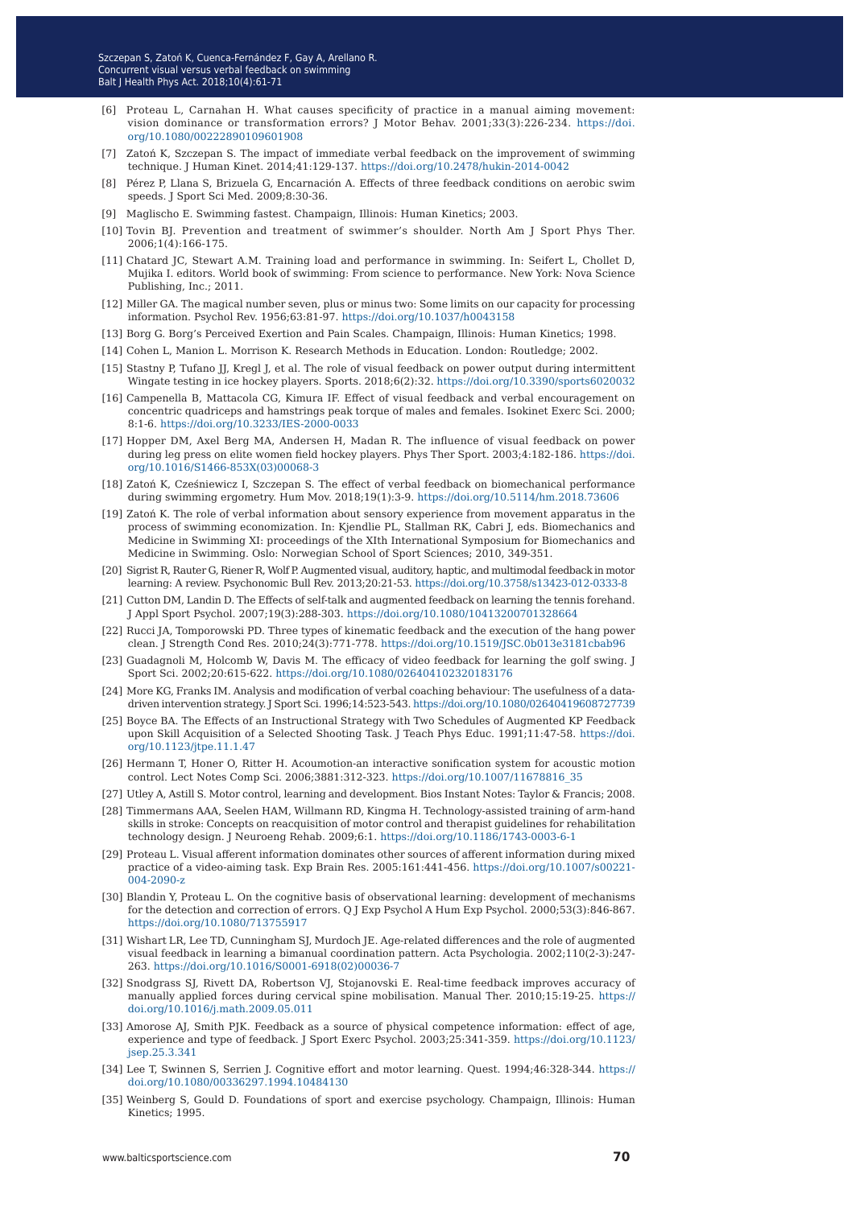[6] Proteau L, Carnahan H. What causes specificity of practice in a manual aiming movement: vision dominance or transformation errors? J Motor Behav. 2001;33(3):226-234. https://doi.org/10.1080/00222890109601908

[7] Zatoń K, Szczepan S. The impact of immediate verbal feedback on the improvement of swimming technique. J Human Kinet. 2014;41:129-137. https://doi.org/10.2478/hukin-2014-0042

[8] Pérez P, Llana S, Brizuela G, Encarnación A. Effects of three feedback conditions on aerobic swim speeds. J Sport Sci Med. 2009;8:30-36.

[9] Maglischo E. Swimming fastest. Champaign, Illinois: Human Kinetics; 2003.

[10] Tovin BJ. Prevention and treatment of swimmer's shoulder. North Am J Sport Phys Ther. 2006;1(4):166-175.

[11] Chatard JC, Stewart A.M. Training load and performance in swimming. In: Seifert L, Chollet D, Mujika I. editors. World book of swimming: From science to performance. New York: Nova Science Publishing, Inc.; 2011.

[12] Miller GA. The magical number seven, plus or minus two: Some limits on our capacity for processing information. Psychol Rev. 1956;63:81-97. https://doi.org/10.1037/h0043158

[13] Borg G. Borg's Perceived Exertion and Pain Scales. Champaign, Illinois: Human Kinetics; 1998.

[14] Cohen L, Manion L. Morrison K. Research Methods in Education. London: Routledge; 2002.

[15] Stastny P, Tufano JJ, Kregl J, et al. The role of visual feedback on power output during intermittent Wingate testing in ice hockey players. Sports. 2018;6(2):32. https://doi.org/10.3390/sports6020032

[16] Campenella B, Mattacola CG, Kimura IF. Effect of visual feedback and verbal encouragement on concentric quadriceps and hamstrings peak torque of males and females. Isokinet Exerc Sci. 2000; 8:1-6. https://doi.org/10.3233/IES-2000-0033

[17] Hopper DM, Axel Berg MA, Andersen H, Madan R. The influence of visual feedback on power during leg press on elite women field hockey players. Phys Ther Sport. 2003;4:182-186. https://doi.org/10.1016/S1466-853X(03)00068-3

[18] Zatoń K, Cześniewicz I, Szczepan S. The effect of verbal feedback on biomechanical performance during swimming ergometry. Hum Mov. 2018;19(1):3-9. https://doi.org/10.5114/hm.2018.73606

[19] Zatoń K. The role of verbal information about sensory experience from movement apparatus in the process of swimming economization. In: Kjendlie PL, Stallman RK, Cabri J, eds. Biomechanics and Medicine in Swimming XI: proceedings of the XIth International Symposium for Biomechanics and Medicine in Swimming. Oslo: Norwegian School of Sport Sciences; 2010, 349-351.

[20] Sigrist R, Rauter G, Riener R, Wolf P. Augmented visual, auditory, haptic, and multimodal feedback in motor learning: A review. Psychonomic Bull Rev. 2013;20:21-53. https://doi.org/10.3758/s13423-012-0333-8

[21] Cutton DM, Landin D. The Effects of self-talk and augmented feedback on learning the tennis forehand. J Appl Sport Psychol. 2007;19(3):288-303. https://doi.org/10.1080/10413200701328664

[22] Rucci JA, Tomporowski PD. Three types of kinematic feedback and the execution of the hang power clean. J Strength Cond Res. 2010;24(3):771-778. https://doi.org/10.1519/JSC.0b013e3181cbab96

[23] Guadagnoli M, Holcomb W, Davis M. The efficacy of video feedback for learning the golf swing. J Sport Sci. 2002;20:615-622. https://doi.org/10.1080/026404102320183176

[24] More KG, Franks IM. Analysis and modification of verbal coaching behaviour: The usefulness of a data-driven intervention strategy. J Sport Sci. 1996;14:523-543. https://doi.org/10.1080/02640419608727739

[25] Boyce BA. The Effects of an Instructional Strategy with Two Schedules of Augmented KP Feedback upon Skill Acquisition of a Selected Shooting Task. J Teach Phys Educ. 1991;11:47-58. https://doi.org/10.1123/jtpe.11.1.47

[26] Hermann T, Honer O, Ritter H. Acoumotion-an interactive sonification system for acoustic motion control. Lect Notes Comp Sci. 2006;3881:312-323. https://doi.org/10.1007/11678816_35

[27] Utley A, Astill S. Motor control, learning and development. Bios Instant Notes: Taylor & Francis; 2008.

[28] Timmermans AAA, Seelen HAM, Willmann RD, Kingma H. Technology-assisted training of arm-hand skills in stroke: Concepts on reacquisition of motor control and therapist guidelines for rehabilitation technology design. J Neuroeng Rehab. 2009;6:1. https://doi.org/10.1186/1743-0003-6-1

[29] Proteau L. Visual afferent information dominates other sources of afferent information during mixed practice of a video-aiming task. Exp Brain Res. 2005:161:441-456. https://doi.org/10.1007/s00221-004-2090-z

[30] Blandin Y, Proteau L. On the cognitive basis of observational learning: development of mechanisms for the detection and correction of errors. Q J Exp Psychol A Hum Exp Psychol. 2000;53(3):846-867. https://doi.org/10.1080/713755917

[31] Wishart LR, Lee TD, Cunningham SJ, Murdoch JE. Age-related differences and the role of augmented visual feedback in learning a bimanual coordination pattern. Acta Psychologia. 2002;110(2-3):247-263. https://doi.org/10.1016/S0001-6918(02)00036-7

[32] Snodgrass SJ, Rivett DA, Robertson VJ, Stojanovski E. Real-time feedback improves accuracy of manually applied forces during cervical spine mobilisation. Manual Ther. 2010;15:19-25. https://doi.org/10.1016/j.math.2009.05.011

[33] Amorose AJ, Smith PJK. Feedback as a source of physical competence information: effect of age, experience and type of feedback. J Sport Exerc Psychol. 2003;25:341-359. https://doi.org/10.1123/jsep.25.3.341

[34] Lee T, Swinnen S, Serrien J. Cognitive effort and motor learning. Quest. 1994;46:328-344. https://doi.org/10.1080/00336297.1994.10484130

[35] Weinberg S, Gould D. Foundations of sport and exercise psychology. Champaign, Illinois: Human Kinetics; 1995.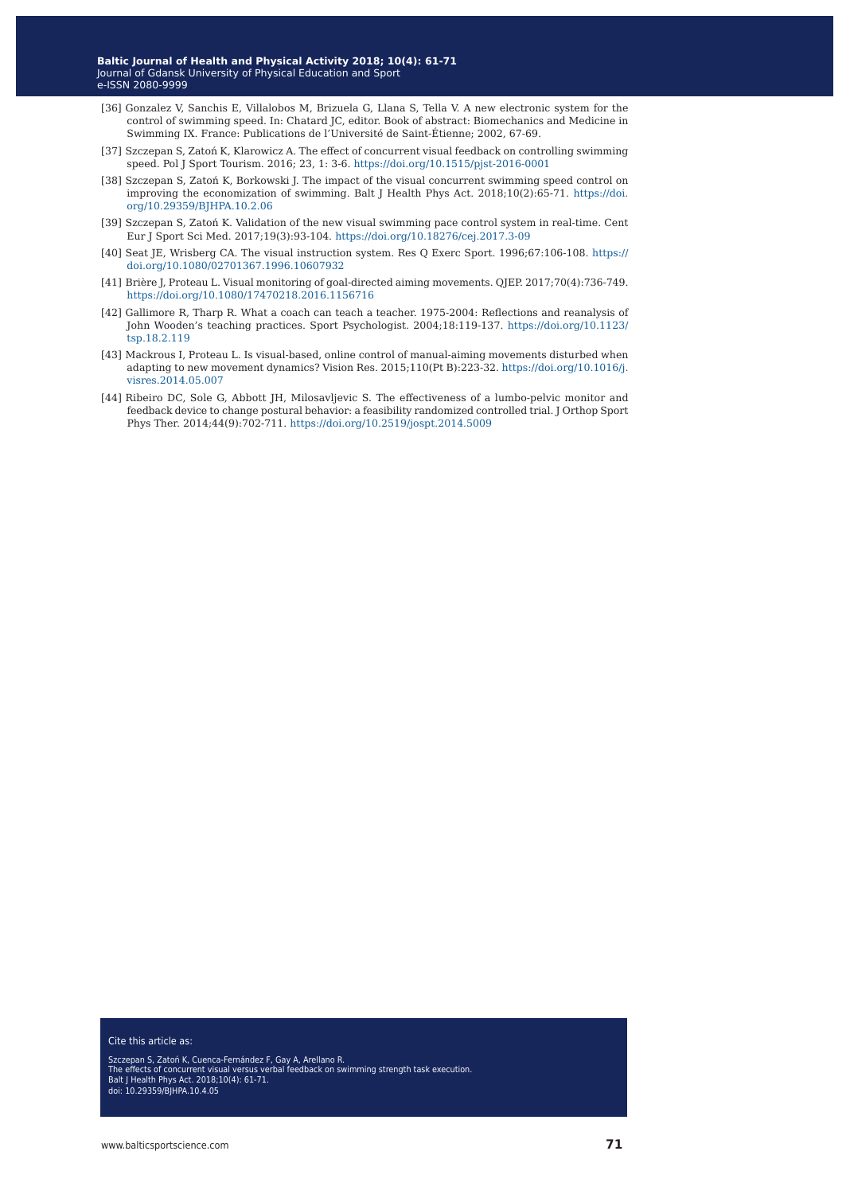[36] Gonzalez V, Sanchis E, Villalobos M, Brizuela G, Llana S, Tella V. A new electronic system for the control of swimming speed. In: Chatard JC, editor. Book of abstract: Biomechanics and Medicine in Swimming IX. France: Publications de l'Université de Saint-Étienne; 2002, 67-69.

[37] Szczepan S, Zatoń K, Klarowicz A. The effect of concurrent visual feedback on controlling swimming speed. Pol J Sport Tourism. 2016; 23, 1: 3-6. https://doi.org/10.1515/pjst-2016-0001

[38] Szczepan S, Zatoń K, Borkowski J. The impact of the visual concurrent swimming speed control on improving the economization of swimming. Balt J Health Phys Act. 2018;10(2):65-71. https://doi.org/10.29359/BJHPA.10.2.06

[39] Szczepan S, Zatoń K. Validation of the new visual swimming pace control system in real-time. Cent Eur J Sport Sci Med. 2017;19(3):93-104. https://doi.org/10.18276/cej.2017.3-09

[40] Seat JE, Wrisberg CA. The visual instruction system. Res Q Exerc Sport. 1996;67:106-108. https://doi.org/10.1080/02701367.1996.10607932

[41] Brière J, Proteau L. Visual monitoring of goal-directed aiming movements. QJEP. 2017;70(4):736-749. https://doi.org/10.1080/17470218.2016.1156716

[42] Gallimore R, Tharp R. What a coach can teach a teacher. 1975-2004: Reflections and reanalysis of John Wooden's teaching practices. Sport Psychologist. 2004;18:119-137. https://doi.org/10.1123/tsp.18.2.119

[43] Mackrous I, Proteau L. Is visual-based, online control of manual-aiming movements disturbed when adapting to new movement dynamics? Vision Res. 2015;110(Pt B):223-32. https://doi.org/10.1016/j.visres.2014.05.007

[44] Ribeiro DC, Sole G, Abbott JH, Milosavljevic S. The effectiveness of a lumbo-pelvic monitor and feedback device to change postural behavior: a feasibility randomized controlled trial. J Orthop Sport Phys Ther. 2014;44(9):702-711. https://doi.org/10.2519/jospt.2014.5009

Cite this article as:

Szczepan S, Zatoń K, Cuenca-Fernández F, Gay A, Arellano R.
The effects of concurrent visual versus verbal feedback on swimming strength task execution.
Balt J Health Phys Act. 2018;10(4): 61-71.
doi: 10.29359/BJHPA.10.4.05